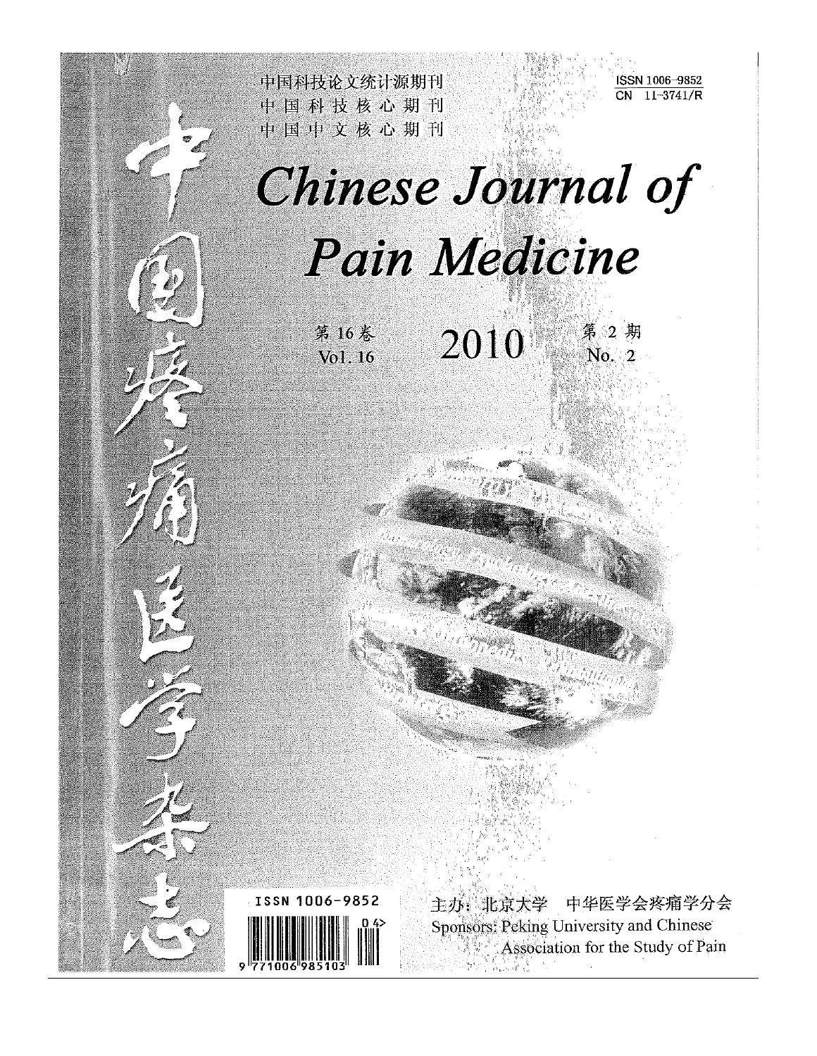中国科技论文统计源期刊
中 国 科 技 核 心 期 刊
中 国 中 文 核 心 期 刊

ISSN 1006-9852
CN 11-3741/R

# 中国疼痛医学杂志

# Chinese Journal of Pain Medicine

第 16 卷 Vol. 16

2010

第 2 期 No. 2

ISSN 1006-9852

主办：北京大学　中华医学会疼痛学分会

Sponsors: Peking University and Chinese Association for the Study of Pain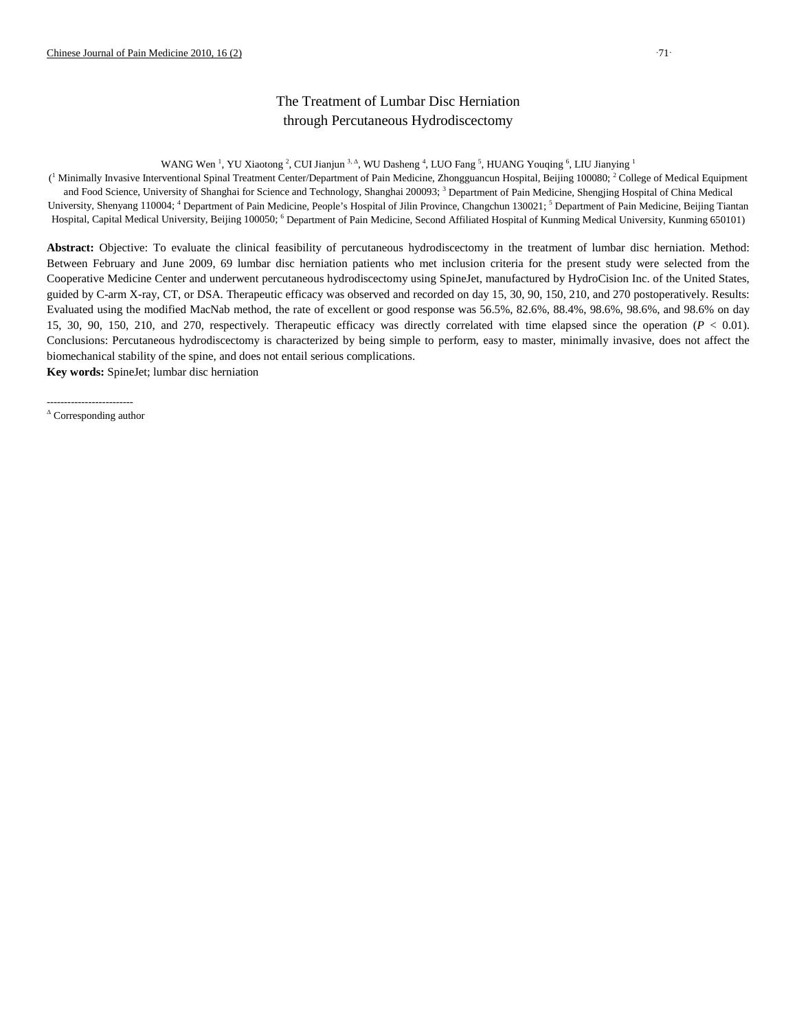# The Treatment of Lumbar Disc Herniation through Percutaneous Hydrodiscectomy

WANG Wen [1], YU Xiaotong [2], CUI Jianjun [3, Δ], WU Dasheng [4], LUO Fang [5], HUANG Youqing [6], LIU Jianying [1]

([1] Minimally Invasive Interventional Spinal Treatment Center/Department of Pain Medicine, Zhongguancun Hospital, Beijing 100080; [2] College of Medical Equipment and Food Science, University of Shanghai for Science and Technology, Shanghai 200093; [3] Department of Pain Medicine, Shengjing Hospital of China Medical University, Shenyang 110004; [4] Department of Pain Medicine, People's Hospital of Jilin Province, Changchun 130021; [5] Department of Pain Medicine, Beijing Tiantan Hospital, Capital Medical University, Beijing 100050; [6] Department of Pain Medicine, Second Affiliated Hospital of Kunming Medical University, Kunming 650101)

**Abstract:** Objective: To evaluate the clinical feasibility of percutaneous hydrodiscectomy in the treatment of lumbar disc herniation. Method: Between February and June 2009, 69 lumbar disc herniation patients who met inclusion criteria for the present study were selected from the Cooperative Medicine Center and underwent percutaneous hydrodiscectomy using SpineJet, manufactured by HydroCision Inc. of the United States, guided by C-arm X-ray, CT, or DSA. Therapeutic efficacy was observed and recorded on day 15, 30, 90, 150, 210, and 270 postoperatively. Results: Evaluated using the modified MacNab method, the rate of excellent or good response was 56.5%, 82.6%, 88.4%, 98.6%, 98.6%, and 98.6% on day 15, 30, 90, 150, 210, and 270, respectively. Therapeutic efficacy was directly correlated with time elapsed since the operation ($P < 0.01$). Conclusions: Percutaneous hydrodiscectomy is characterized by being simple to perform, easy to master, minimally invasive, does not affect the biomechanical stability of the spine, and does not entail serious complications.

**Key words:** SpineJet; lumbar disc herniation

-------------------------

[Δ] Corresponding author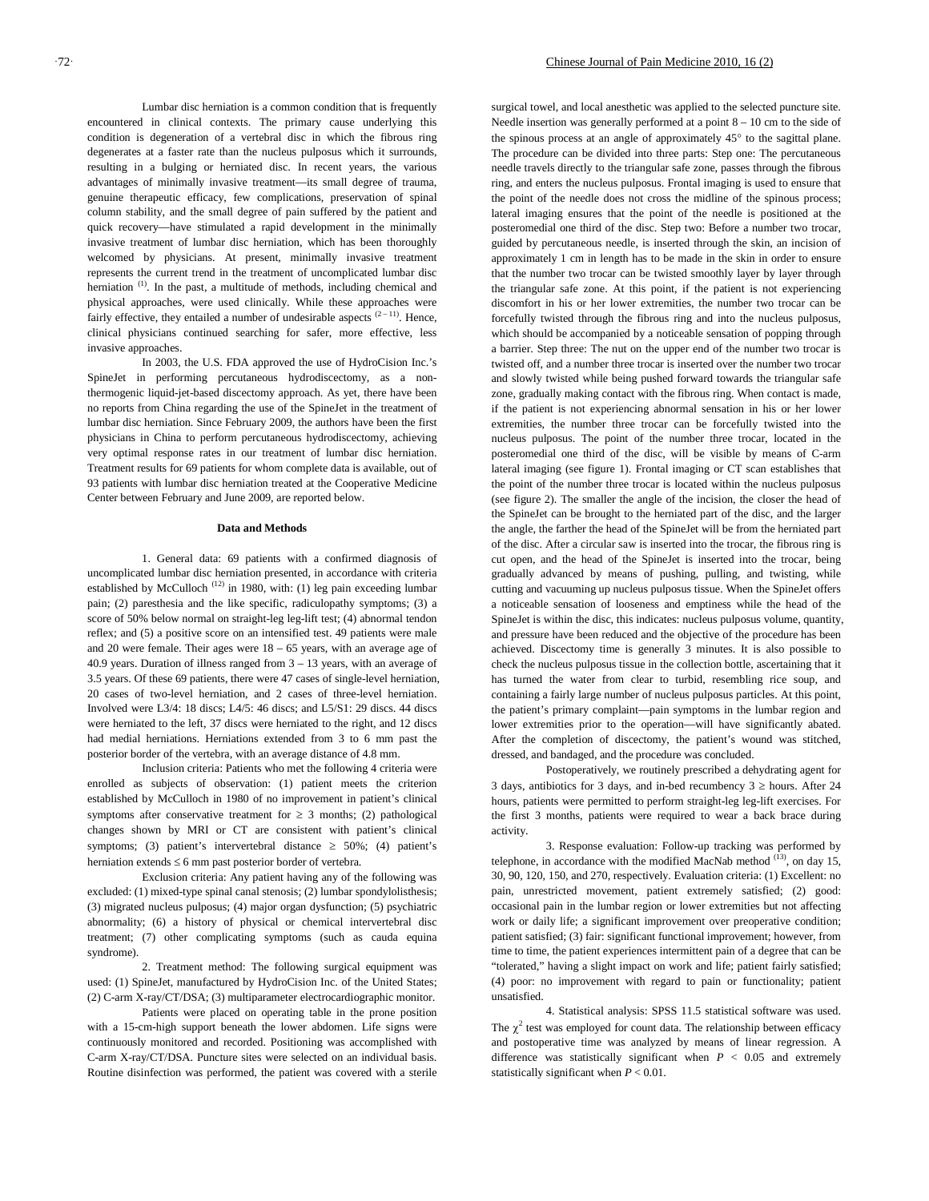Lumbar disc herniation is a common condition that is frequently encountered in clinical contexts. The primary cause underlying this condition is degeneration of a vertebral disc in which the fibrous ring degenerates at a faster rate than the nucleus pulposus which it surrounds, resulting in a bulging or herniated disc. In recent years, the various advantages of minimally invasive treatment—its small degree of trauma, genuine therapeutic efficacy, few complications, preservation of spinal column stability, and the small degree of pain suffered by the patient and quick recovery—have stimulated a rapid development in the minimally invasive treatment of lumbar disc herniation, which has been thoroughly welcomed by physicians. At present, minimally invasive treatment represents the current trend in the treatment of uncomplicated lumbar disc herniation [1]. In the past, a multitude of methods, including chemical and physical approaches, were used clinically. While these approaches were fairly effective, they entailed a number of undesirable aspects [2 – 11]. Hence, clinical physicians continued searching for safer, more effective, less invasive approaches.

In 2003, the U.S. FDA approved the use of HydroCision Inc.'s SpineJet in performing percutaneous hydrodiscectomy, as a non-thermogenic liquid-jet-based discectomy approach. As yet, there have been no reports from China regarding the use of the SpineJet in the treatment of lumbar disc herniation. Since February 2009, the authors have been the first physicians in China to perform percutaneous hydrodiscectomy, achieving very optimal response rates in our treatment of lumbar disc herniation. Treatment results for 69 patients for whom complete data is available, out of 93 patients with lumbar disc herniation treated at the Cooperative Medicine Center between February and June 2009, are reported below.

## Data and Methods

1. General data: 69 patients with a confirmed diagnosis of uncomplicated lumbar disc herniation presented, in accordance with criteria established by McCulloch [12] in 1980, with: (1) leg pain exceeding lumbar pain; (2) paresthesia and the like specific, radiculopathy symptoms; (3) a score of 50% below normal on straight-leg leg-lift test; (4) abnormal tendon reflex; and (5) a positive score on an intensified test. 49 patients were male and 20 were female. Their ages were 18 – 65 years, with an average age of 40.9 years. Duration of illness ranged from 3 – 13 years, with an average of 3.5 years. Of these 69 patients, there were 47 cases of single-level herniation, 20 cases of two-level herniation, and 2 cases of three-level herniation. Involved were L3/4: 18 discs; L4/5: 46 discs; and L5/S1: 29 discs. 44 discs were herniated to the left, 37 discs were herniated to the right, and 12 discs had medial herniations. Herniations extended from 3 to 6 mm past the posterior border of the vertebra, with an average distance of 4.8 mm.

Inclusion criteria: Patients who met the following 4 criteria were enrolled as subjects of observation: (1) patient meets the criterion established by McCulloch in 1980 of no improvement in patient's clinical symptoms after conservative treatment for ≥ 3 months; (2) pathological changes shown by MRI or CT are consistent with patient's clinical symptoms; (3) patient's intervertebral distance ≥ 50%; (4) patient's herniation extends ≤ 6 mm past posterior border of vertebra.

Exclusion criteria: Any patient having any of the following was excluded: (1) mixed-type spinal canal stenosis; (2) lumbar spondylolisthesis; (3) migrated nucleus pulposus; (4) major organ dysfunction; (5) psychiatric abnormality; (6) a history of physical or chemical intervertebral disc treatment; (7) other complicating symptoms (such as cauda equina syndrome).

2. Treatment method: The following surgical equipment was used: (1) SpineJet, manufactured by HydroCision Inc. of the United States; (2) C-arm X-ray/CT/DSA; (3) multiparameter electrocardiographic monitor.

Patients were placed on operating table in the prone position with a 15-cm-high support beneath the lower abdomen. Life signs were continuously monitored and recorded. Positioning was accomplished with C-arm X-ray/CT/DSA. Puncture sites were selected on an individual basis. Routine disinfection was performed, the patient was covered with a sterile surgical towel, and local anesthetic was applied to the selected puncture site. Needle insertion was generally performed at a point 8 – 10 cm to the side of the spinous process at an angle of approximately 45° to the sagittal plane. The procedure can be divided into three parts: Step one: The percutaneous needle travels directly to the triangular safe zone, passes through the fibrous ring, and enters the nucleus pulposus. Frontal imaging is used to ensure that the point of the needle does not cross the midline of the spinous process; lateral imaging ensures that the point of the needle is positioned at the posteromedial one third of the disc. Step two: Before a number two trocar, guided by percutaneous needle, is inserted through the skin, an incision of approximately 1 cm in length has to be made in the skin in order to ensure that the number two trocar can be twisted smoothly layer by layer through the triangular safe zone. At this point, if the patient is not experiencing discomfort in his or her lower extremities, the number two trocar can be forcefully twisted through the fibrous ring and into the nucleus pulposus, which should be accompanied by a noticeable sensation of popping through a barrier. Step three: The nut on the upper end of the number two trocar is twisted off, and a number three trocar is inserted over the number two trocar and slowly twisted while being pushed forward towards the triangular safe zone, gradually making contact with the fibrous ring. When contact is made, if the patient is not experiencing abnormal sensation in his or her lower extremities, the number three trocar can be forcefully twisted into the nucleus pulposus. The point of the number three trocar, located in the posteromedial one third of the disc, will be visible by means of C-arm lateral imaging (see figure 1). Frontal imaging or CT scan establishes that the point of the number three trocar is located within the nucleus pulposus (see figure 2). The smaller the angle of the incision, the closer the head of the SpineJet can be brought to the herniated part of the disc, and the larger the angle, the farther the head of the SpineJet will be from the herniated part of the disc. After a circular saw is inserted into the trocar, the fibrous ring is cut open, and the head of the SpineJet is inserted into the trocar, being gradually advanced by means of pushing, pulling, and twisting, while cutting and vacuuming up nucleus pulposus tissue. When the SpineJet offers a noticeable sensation of looseness and emptiness while the head of the SpineJet is within the disc, this indicates: nucleus pulposus volume, quantity, and pressure have been reduced and the objective of the procedure has been achieved. Discectomy time is generally 3 minutes. It is also possible to check the nucleus pulposus tissue in the collection bottle, ascertaining that it has turned the water from clear to turbid, resembling rice soup, and containing a fairly large number of nucleus pulposus particles. At this point, the patient's primary complaint—pain symptoms in the lumbar region and lower extremities prior to the operation—will have significantly abated. After the completion of discectomy, the patient's wound was stitched, dressed, and bandaged, and the procedure was concluded.

Postoperatively, we routinely prescribed a dehydrating agent for 3 days, antibiotics for 3 days, and in-bed recumbency 3 ≥ hours. After 24 hours, patients were permitted to perform straight-leg leg-lift exercises. For the first 3 months, patients were required to wear a back brace during activity.

3. Response evaluation: Follow-up tracking was performed by telephone, in accordance with the modified MacNab method [13], on day 15, 30, 90, 120, 150, and 270, respectively. Evaluation criteria: (1) Excellent: no pain, unrestricted movement, patient extremely satisfied; (2) good: occasional pain in the lumbar region or lower extremities but not affecting work or daily life; a significant improvement over preoperative condition; patient satisfied; (3) fair: significant functional improvement; however, from time to time, the patient experiences intermittent pain of a degree that can be "tolerated," having a slight impact on work and life; patient fairly satisfied; (4) poor: no improvement with regard to pain or functionality; patient unsatisfied.

4. Statistical analysis: SPSS 11.5 statistical software was used. The $\chi^2$ test was employed for count data. The relationship between efficacy and postoperative time was analyzed by means of linear regression. A difference was statistically significant when $P < 0.05$ and extremely statistically significant when $P < 0.01$.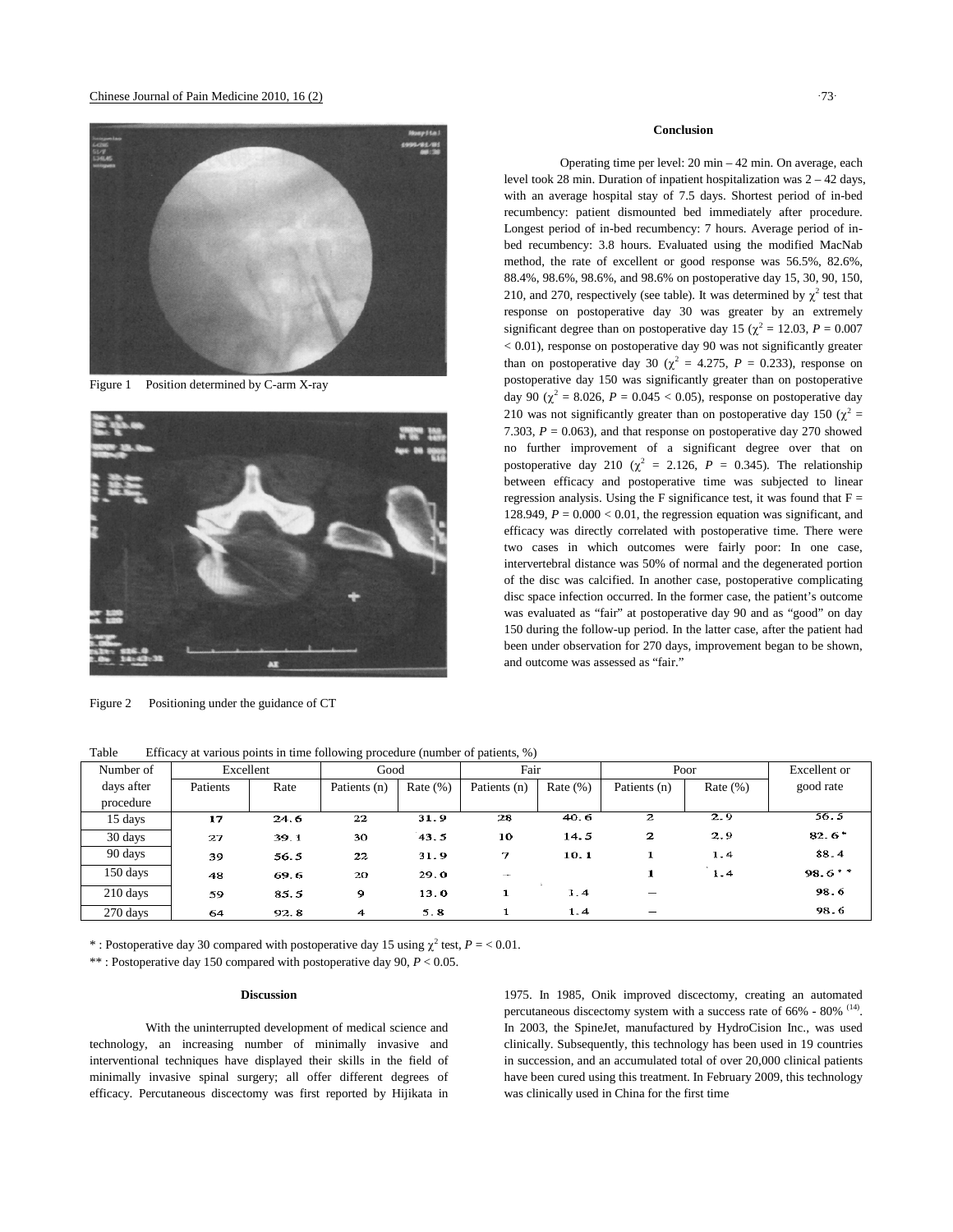Figure 1 Position determined by C-arm X-ray

Figure 2 Positioning under the guidance of CT

## Conclusion

Operating time per level: 20 min – 42 min. On average, each level took 28 min. Duration of inpatient hospitalization was 2 – 42 days, with an average hospital stay of 7.5 days. Shortest period of in-bed recumbency: patient dismounted bed immediately after procedure. Longest period of in-bed recumbency: 7 hours. Average period of in-bed recumbency: 3.8 hours. Evaluated using the modified MacNab method, the rate of excellent or good response was 56.5%, 82.6%, 88.4%, 98.6%, 98.6%, and 98.6% on postoperative day 15, 30, 90, 150, 210, and 270, respectively (see table). It was determined by $\chi^2$ test that response on postoperative day 30 was greater by an extremely significant degree than on postoperative day 15 ($\chi^2$ = 12.03, $P$ = 0.007 < 0.01), response on postoperative day 90 was not significantly greater than on postoperative day 30 ($\chi^2$ = 4.275, $P$ = 0.233), response on postoperative day 150 was significantly greater than on postoperative day 90 ($\chi^2$ = 8.026, $P$ = 0.045 < 0.05), response on postoperative day 210 was not significantly greater than on postoperative day 150 ($\chi^2$ = 7.303, $P$ = 0.063), and that response on postoperative day 270 showed no further improvement of a significant degree over that on postoperative day 210 ($\chi^2$ = 2.126, $P$ = 0.345). The relationship between efficacy and postoperative time was subjected to linear regression analysis. Using the F significance test, it was found that F = 128.949, $P$ = 0.000 < 0.01, the regression equation was significant, and efficacy was directly correlated with postoperative time. There were two cases in which outcomes were fairly poor: In one case, intervertebral distance was 50% of normal and the degenerated portion of the disc was calcified. In another case, postoperative complicating disc space infection occurred. In the former case, the patient's outcome was evaluated as "fair" at postoperative day 90 and as "good" on day 150 during the follow-up period. In the latter case, after the patient had been under observation for 270 days, improvement began to be shown, and outcome was assessed as "fair."

Table Efficacy at various points in time following procedure (number of patients, %)

| Number of days after procedure | Excellent | | Good | | Fair | | Poor | | Excellent or good rate |
|---|---|---|---|---|---|---|---|---|---|
| | Patients | Rate | Patients (n) | Rate (%) | Patients (n) | Rate (%) | Patients (n) | Rate (%) | |
| 15 days | 17 | 24.6 | 22 | 31.9 | 28 | 40.6 | 2 | 2.9 | 56.5 |
| 30 days | 27 | 39.1 | 30 | 43.5 | 10 | 14.5 | 2 | 2.9 | 82.6* |
| 90 days | 39 | 56.5 | 22 | 31.9 | 7 | 10.1 | 1 | 1.4 | 88.4 |
| 150 days | 48 | 69.6 | 20 | 29.0 | – | | 1 | 1.4 | 98.6** |
| 210 days | 59 | 85.5 | 9 | 13.0 | 1 | 1.4 | – | | 98.6 |
| 270 days | 64 | 92.8 | 4 | 5.8 | 1 | 1.4 | – | | 98.6 |

* : Postoperative day 30 compared with postoperative day 15 using $\chi^2$ test, $P$ = < 0.01.

** : Postoperative day 150 compared with postoperative day 90, $P$ < 0.05.

## Discussion

With the uninterrupted development of medical science and technology, an increasing number of minimally invasive and interventional techniques have displayed their skills in the field of minimally invasive spinal surgery; all offer different degrees of efficacy. Percutaneous discectomy was first reported by Hijikata in 1975. In 1985, Onik improved discectomy, creating an automated percutaneous discectomy system with a success rate of 66% - 80% [14]. In 2003, the SpineJet, manufactured by HydroCision Inc., was used clinically. Subsequently, this technology has been used in 19 countries in succession, and an accumulated total of over 20,000 clinical patients have been cured using this treatment. In February 2009, this technology was clinically used in China for the first time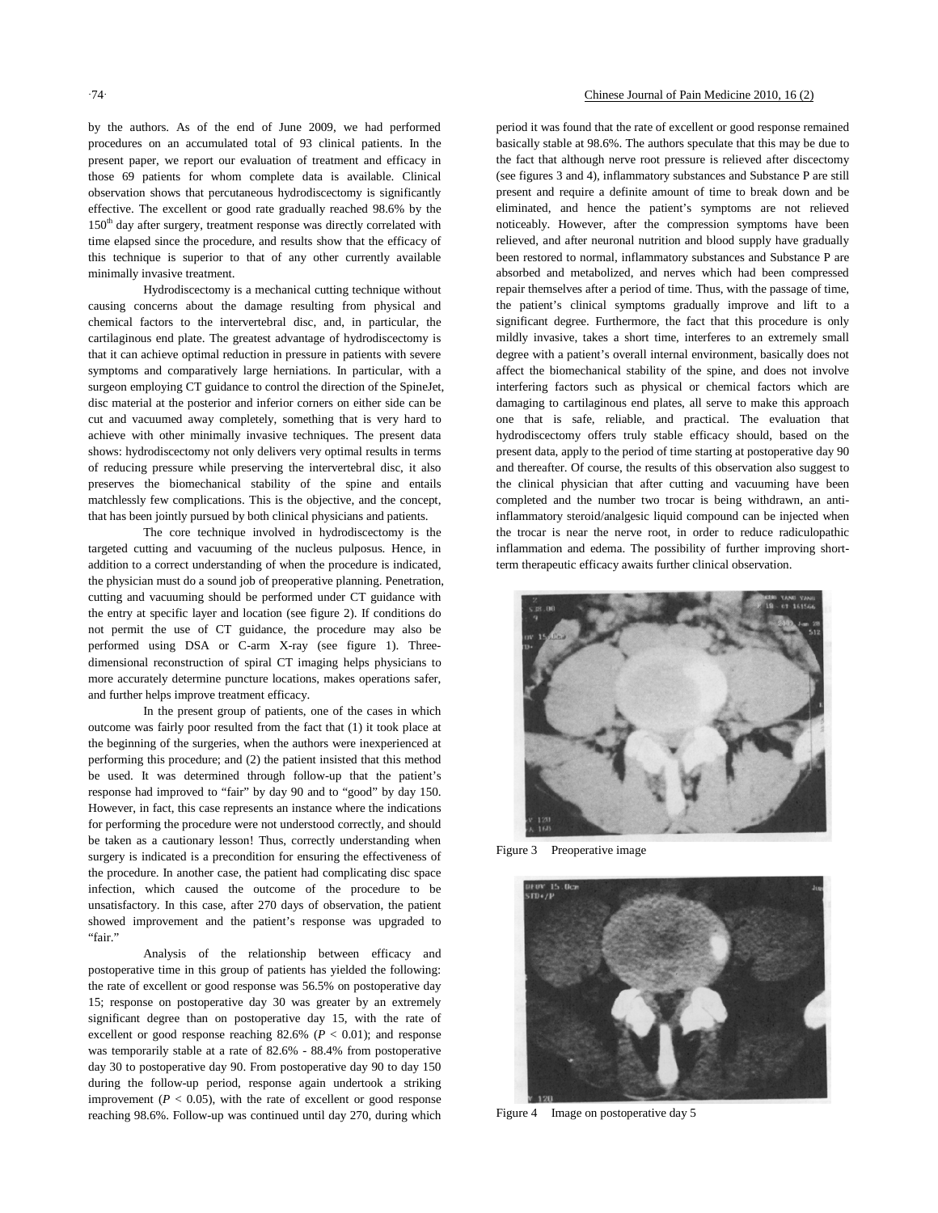by the authors. As of the end of June 2009, we had performed procedures on an accumulated total of 93 clinical patients. In the present paper, we report our evaluation of treatment and efficacy in those 69 patients for whom complete data is available. Clinical observation shows that percutaneous hydrodiscectomy is significantly effective. The excellent or good rate gradually reached 98.6% by the 150th day after surgery, treatment response was directly correlated with time elapsed since the procedure, and results show that the efficacy of this technique is superior to that of any other currently available minimally invasive treatment.

Hydrodiscectomy is a mechanical cutting technique without causing concerns about the damage resulting from physical and chemical factors to the intervertebral disc, and, in particular, the cartilaginous end plate. The greatest advantage of hydrodiscectomy is that it can achieve optimal reduction in pressure in patients with severe symptoms and comparatively large herniations. In particular, with a surgeon employing CT guidance to control the direction of the SpineJet, disc material at the posterior and inferior corners on either side can be cut and vacuumed away completely, something that is very hard to achieve with other minimally invasive techniques. The present data shows: hydrodiscectomy not only delivers very optimal results in terms of reducing pressure while preserving the intervertebral disc, it also preserves the biomechanical stability of the spine and entails matchlessly few complications. This is the objective, and the concept, that has been jointly pursued by both clinical physicians and patients.

The core technique involved in hydrodiscectomy is the targeted cutting and vacuuming of the nucleus pulposus. Hence, in addition to a correct understanding of when the procedure is indicated, the physician must do a sound job of preoperative planning. Penetration, cutting and vacuuming should be performed under CT guidance with the entry at specific layer and location (see figure 2). If conditions do not permit the use of CT guidance, the procedure may also be performed using DSA or C-arm X-ray (see figure 1). Three-dimensional reconstruction of spiral CT imaging helps physicians to more accurately determine puncture locations, makes operations safer, and further helps improve treatment efficacy.

In the present group of patients, one of the cases in which outcome was fairly poor resulted from the fact that (1) it took place at the beginning of the surgeries, when the authors were inexperienced at performing this procedure; and (2) the patient insisted that this method be used. It was determined through follow-up that the patient's response had improved to "fair" by day 90 and to "good" by day 150. However, in fact, this case represents an instance where the indications for performing the procedure were not understood correctly, and should be taken as a cautionary lesson! Thus, correctly understanding when surgery is indicated is a precondition for ensuring the effectiveness of the procedure. In another case, the patient had complicating disc space infection, which caused the outcome of the procedure to be unsatisfactory. In this case, after 270 days of observation, the patient showed improvement and the patient's response was upgraded to "fair."

Analysis of the relationship between efficacy and postoperative time in this group of patients has yielded the following: the rate of excellent or good response was 56.5% on postoperative day 15; response on postoperative day 30 was greater by an extremely significant degree than on postoperative day 15, with the rate of excellent or good response reaching 82.6% ($P < 0.01$); and response was temporarily stable at a rate of 82.6% - 88.4% from postoperative day 30 to postoperative day 90. From postoperative day 90 to day 150 during the follow-up period, response again undertook a striking improvement ($P < 0.05$), with the rate of excellent or good response reaching 98.6%. Follow-up was continued until day 270, during which period it was found that the rate of excellent or good response remained basically stable at 98.6%. The authors speculate that this may be due to the fact that although nerve root pressure is relieved after discectomy (see figures 3 and 4), inflammatory substances and Substance P are still present and require a definite amount of time to break down and be eliminated, and hence the patient's symptoms are not relieved noticeably. However, after the compression symptoms have been relieved, and after neuronal nutrition and blood supply have gradually been restored to normal, inflammatory substances and Substance P are absorbed and metabolized, and nerves which had been compressed repair themselves after a period of time. Thus, with the passage of time, the patient's clinical symptoms gradually improve and lift to a significant degree. Furthermore, the fact that this procedure is only mildly invasive, takes a short time, interferes to an extremely small degree with a patient's overall internal environment, basically does not affect the biomechanical stability of the spine, and does not involve interfering factors such as physical or chemical factors which are damaging to cartilaginous end plates, all serve to make this approach one that is safe, reliable, and practical. The evaluation that hydrodiscectomy offers truly stable efficacy should, based on the present data, apply to the period of time starting at postoperative day 90 and thereafter. Of course, the results of this observation also suggest to the clinical physician that after cutting and vacuuming have been completed and the number two trocar is being withdrawn, an anti-inflammatory steroid/analgesic liquid compound can be injected when the trocar is near the nerve root, in order to reduce radiculopathic inflammation and edema. The possibility of further improving short-term therapeutic efficacy awaits further clinical observation.

Figure 3 Preoperative image

Figure 4 Image on postoperative day 5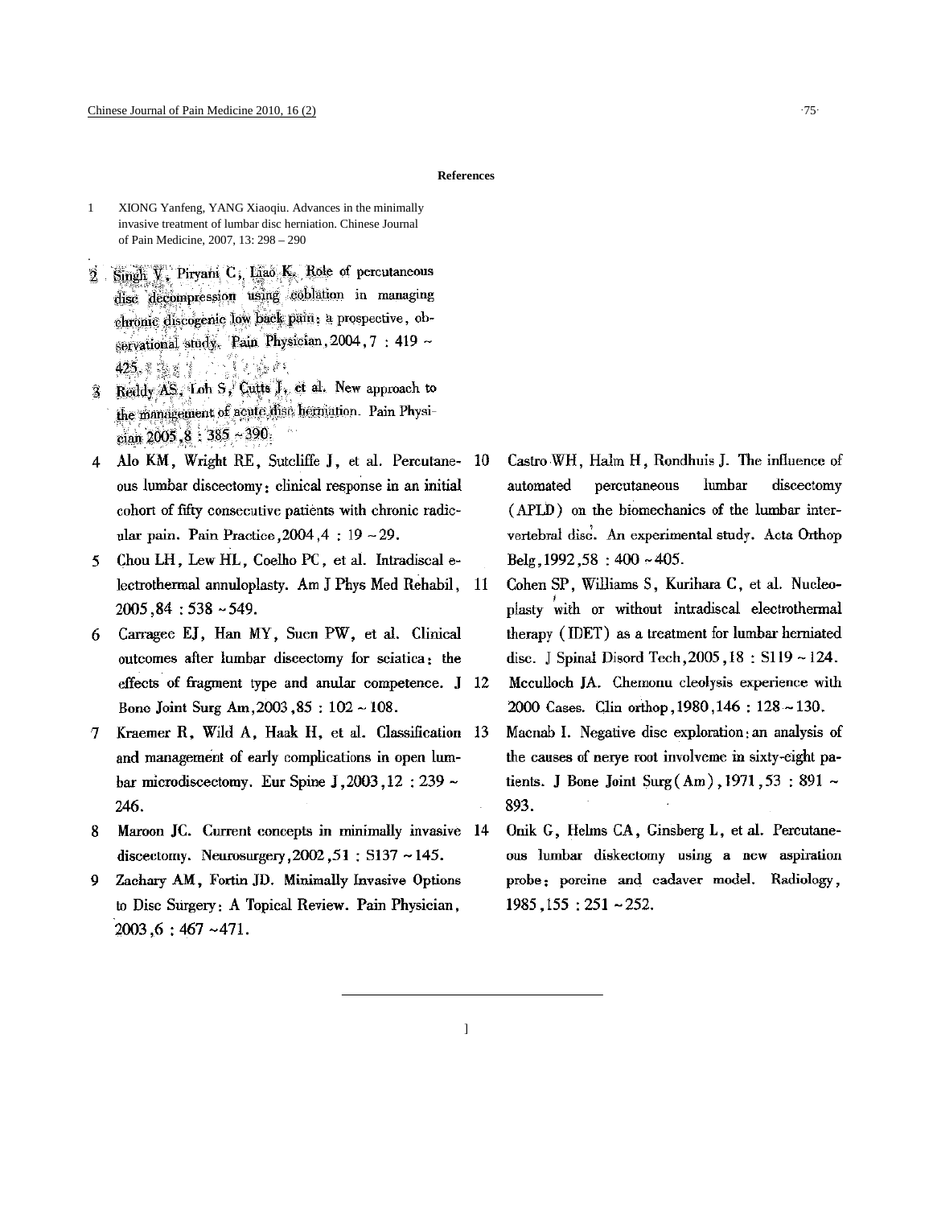### References

1. XIONG Yanfeng, YANG Xiaoqiu. Advances in the minimally invasive treatment of lumbar disc herniation. Chinese Journal of Pain Medicine, 2007, 13: 298 – 290
2. Singh V, Piryani C, Liao K. Role of percutaneous disc decompression using coblation in managing chronic discogenic low back pain: a prospective, observational study. Pain Physician, 2004, 7 : 419 ~ 425.
3. Reddy AS, Loh S, Cutts J, et al. New approach to the management of acute disc herniation. Pain Physician 2005, 8 : 385 ~ 390.
4. Alo KM, Wright RE, Sutcliffe J, et al. Percutaneous lumbar discectomy: clinical response in an initial cohort of fifty consecutive patients with chronic radicular pain. Pain Practice, 2004, 4 : 19 ~ 29.
5. Chou LH, Lew HL, Coelho PC, et al. Intradiscal electrothermal annuloplasty. Am J Phys Med Rehabil, 2005, 84 : 538 ~ 549.
6. Carragee EJ, Han MY, Suen PW, et al. Clinical outcomes after lumbar discectomy for sciatica: the effects of fragment type and anular competence. J Bone Joint Surg Am, 2003, 85 : 102 ~ 108.
7. Kraemer R, Wild A, Haak H, et al. Classification and management of early complications in open lumbar microdiscectomy. Eur Spine J, 2003, 12 : 239 ~ 246.
8. Maroon JC. Current concepts in minimally invasive discectomy. Neurosurgery, 2002, 51 : S137 ~ 145.
9. Zachary AM, Fortin JD. Minimally Invasive Options to Disc Surgery: A Topical Review. Pain Physician, 2003, 6 : 467 ~ 471.
10. Castro WH, Halm H, Rondhuis J. The influence of automated percutaneous lumbar discectomy (APLD) on the biomechanics of the lumbar intervertebral disc. An experimental study. Acta Orthop Belg, 1992, 58 : 400 ~ 405.
11. Cohen SP, Williams S, Kurihara C, et al. Nucleoplasty with or without intradiscal electrothermal therapy (IDET) as a treatment for lumbar herniated disc. J Spinal Disord Tech, 2005, 18 : S119 ~ 124.
12. Mcculloch JA. Chemonu cleolysis experience with 2000 Cases. Clin orthop, 1980, 146 : 128 ~ 130.
13. Macnab I. Negative disc exploration: an analysis of the causes of nerye root involveme in sixty-eight patients. J Bone Joint Surg (Am), 1971, 53 : 891 ~ 893.
14. Onik G, Helms CA, Ginsberg L, et al. Percutaneous lumbar diskectomy using a new aspiration probe: porcine and cadaver model. Radiology, 1985, 155 : 251 ~ 252.